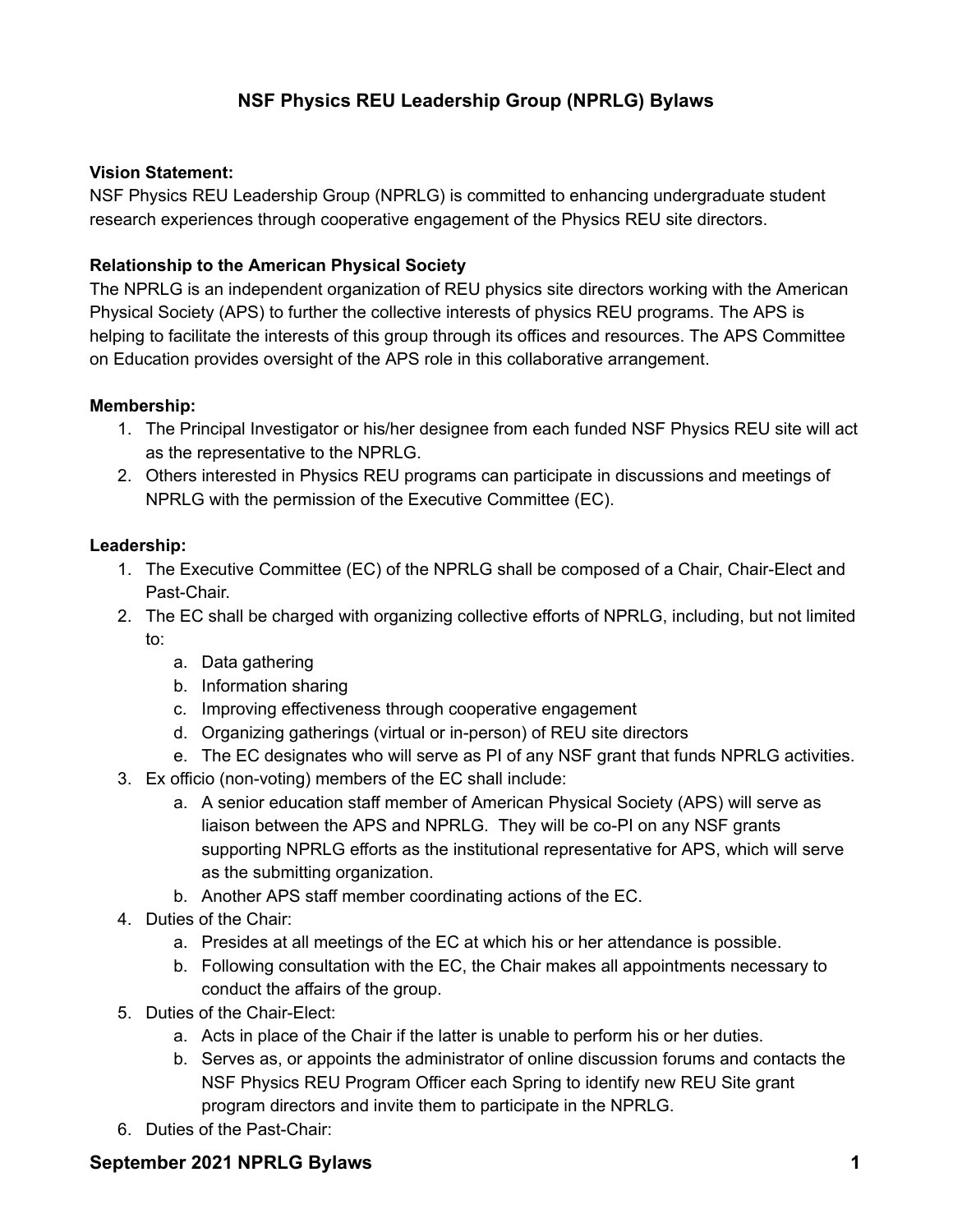# NSF Physics REU Leadership Group (NPRLG) Bylaws

**Vision Statement:**
NSF Physics REU Leadership Group (NPRLG) is committed to enhancing undergraduate student research experiences through cooperative engagement of the Physics REU site directors.

**Relationship to the American Physical Society**
The NPRLG is an independent organization of REU physics site directors working with the American Physical Society (APS) to further the collective interests of physics REU programs. The APS is helping to facilitate the interests of this group through its offices and resources. The APS Committee on Education provides oversight of the APS role in this collaborative arrangement.

**Membership:**

1. The Principal Investigator or his/her designee from each funded NSF Physics REU site will act as the representative to the NPRLG.
2. Others interested in Physics REU programs can participate in discussions and meetings of NPRLG with the permission of the Executive Committee (EC).

**Leadership:**

1. The Executive Committee (EC) of the NPRLG shall be composed of a Chair, Chair-Elect and Past-Chair.
2. The EC shall be charged with organizing collective efforts of NPRLG, including, but not limited to:
    a. Data gathering
    b. Information sharing
    c. Improving effectiveness through cooperative engagement
    d. Organizing gatherings (virtual or in-person) of REU site directors
    e. The EC designates who will serve as PI of any NSF grant that funds NPRLG activities.
3. Ex officio (non-voting) members of the EC shall include:
    a. A senior education staff member of American Physical Society (APS) will serve as liaison between the APS and NPRLG. They will be co-PI on any NSF grants supporting NPRLG efforts as the institutional representative for APS, which will serve as the submitting organization.
    b. Another APS staff member coordinating actions of the EC.
4. Duties of the Chair:
    a. Presides at all meetings of the EC at which his or her attendance is possible.
    b. Following consultation with the EC, the Chair makes all appointments necessary to conduct the affairs of the group.
5. Duties of the Chair-Elect:
    a. Acts in place of the Chair if the latter is unable to perform his or her duties.
    b. Serves as, or appoints the administrator of online discussion forums and contacts the NSF Physics REU Program Officer each Spring to identify new REU Site grant program directors and invite them to participate in the NPRLG.
6. Duties of the Past-Chair: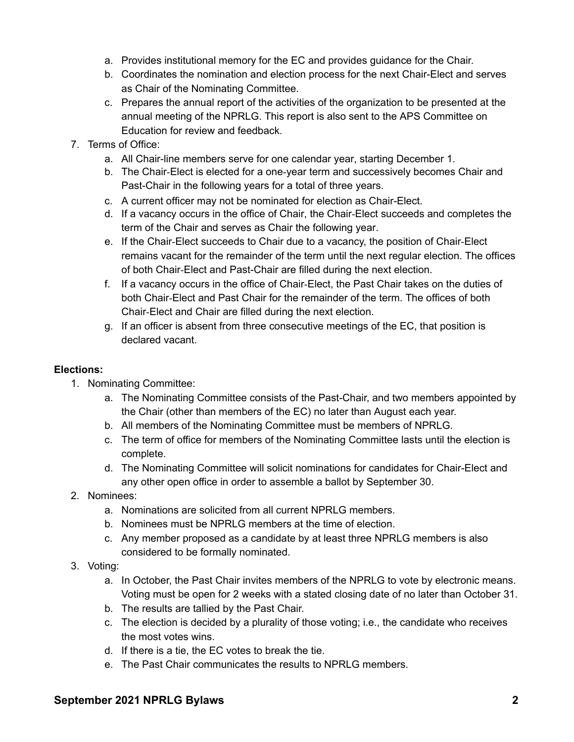a. Provides institutional memory for the EC and provides guidance for the Chair.
   b. Coordinates the nomination and election process for the next Chair-Elect and serves as Chair of the Nominating Committee.
   c. Prepares the annual report of the activities of the organization to be presented at the annual meeting of the NPRLG. This report is also sent to the APS Committee on Education for review and feedback.

7. Terms of Office:
   a. All Chair-line members serve for one calendar year, starting December 1.
   b. The Chair-Elect is elected for a one-year term and successively becomes Chair and Past-Chair in the following years for a total of three years.
   c. A current officer may not be nominated for election as Chair-Elect.
   d. If a vacancy occurs in the office of Chair, the Chair-Elect succeeds and completes the term of the Chair and serves as Chair the following year.
   e. If the Chair-Elect succeeds to Chair due to a vacancy, the position of Chair-Elect remains vacant for the remainder of the term until the next regular election. The offices of both Chair-Elect and Past-Chair are filled during the next election.
   f. If a vacancy occurs in the office of Chair-Elect, the Past Chair takes on the duties of both Chair-Elect and Past Chair for the remainder of the term. The offices of both Chair-Elect and Chair are filled during the next election.
   g. If an officer is absent from three consecutive meetings of the EC, that position is declared vacant.

**Elections:**

1. Nominating Committee:
   a. The Nominating Committee consists of the Past-Chair, and two members appointed by the Chair (other than members of the EC) no later than August each year.
   b. All members of the Nominating Committee must be members of NPRLG.
   c. The term of office for members of the Nominating Committee lasts until the election is complete.
   d. The Nominating Committee will solicit nominations for candidates for Chair-Elect and any other open office in order to assemble a ballot by September 30.
2. Nominees:
   a. Nominations are solicited from all current NPRLG members.
   b. Nominees must be NPRLG members at the time of election.
   c. Any member proposed as a candidate by at least three NPRLG members is also considered to be formally nominated.
3. Voting:
   a. In October, the Past Chair invites members of the NPRLG to vote by electronic means. Voting must be open for 2 weeks with a stated closing date of no later than October 31.
   b. The results are tallied by the Past Chair.
   c. The election is decided by a plurality of those voting; i.e., the candidate who receives the most votes wins.
   d. If there is a tie, the EC votes to break the tie.
   e. The Past Chair communicates the results to NPRLG members.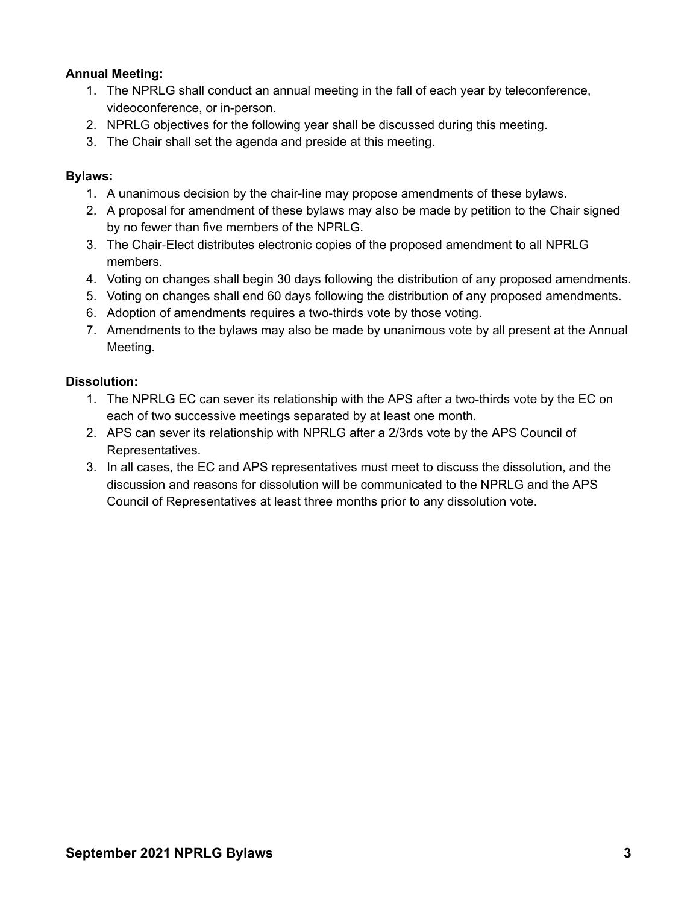**Annual Meeting:**

1. The NPRLG shall conduct an annual meeting in the fall of each year by teleconference, videoconference, or in-person.
2. NPRLG objectives for the following year shall be discussed during this meeting.
3. The Chair shall set the agenda and preside at this meeting.

**Bylaws:**

1. A unanimous decision by the chair-line may propose amendments of these bylaws.
2. A proposal for amendment of these bylaws may also be made by petition to the Chair signed by no fewer than five members of the NPRLG.
3. The Chair-Elect distributes electronic copies of the proposed amendment to all NPRLG members.
4. Voting on changes shall begin 30 days following the distribution of any proposed amendments.
5. Voting on changes shall end 60 days following the distribution of any proposed amendments.
6. Adoption of amendments requires a two-thirds vote by those voting.
7. Amendments to the bylaws may also be made by unanimous vote by all present at the Annual Meeting.

**Dissolution:**

1. The NPRLG EC can sever its relationship with the APS after a two-thirds vote by the EC on each of two successive meetings separated by at least one month.
2. APS can sever its relationship with NPRLG after a 2/3rds vote by the APS Council of Representatives.
3. In all cases, the EC and APS representatives must meet to discuss the dissolution, and the discussion and reasons for dissolution will be communicated to the NPRLG and the APS Council of Representatives at least three months prior to any dissolution vote.